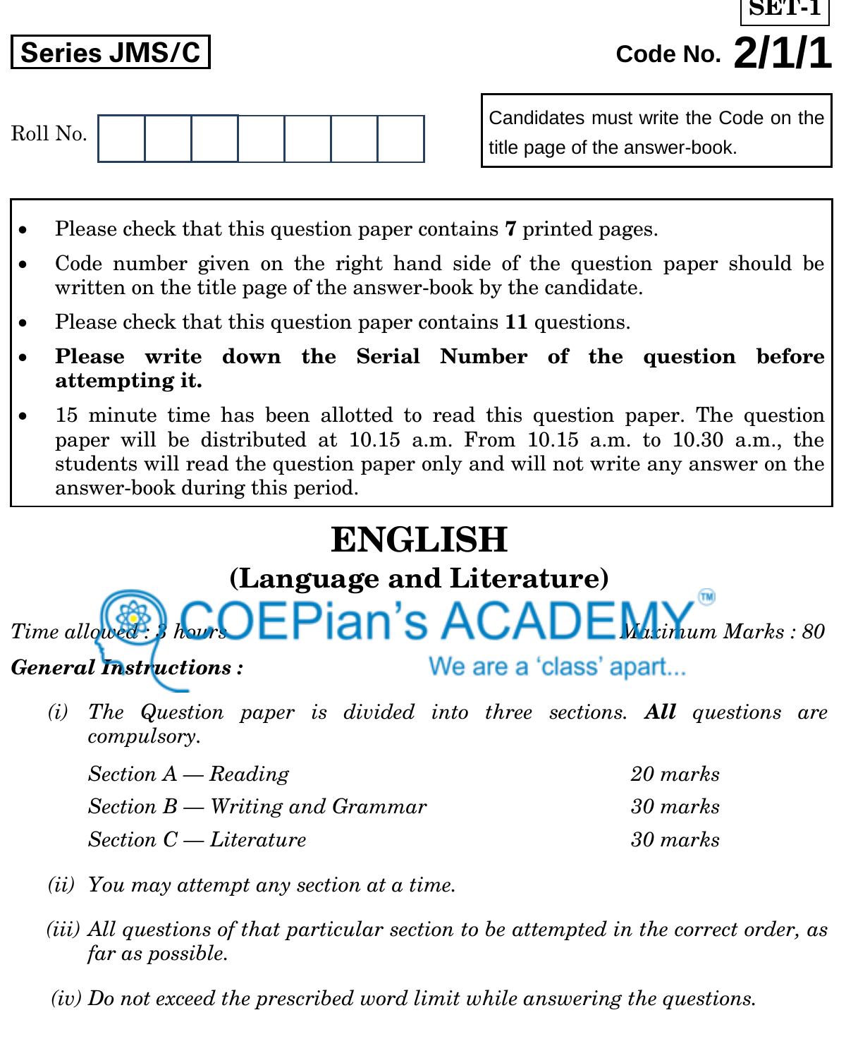**SET-1**

**Series JMS/C** **Code No. 2/1/1**

Roll No. | | | | | | | |

Candidates must write the Code on the title page of the answer-book.

- Please check that this question paper contains **7** printed pages.
- Code number given on the right hand side of the question paper should be written on the title page of the answer-book by the candidate.
- Please check that this question paper contains **11** questions.
- **Please write down the Serial Number of the question before attempting it.**
- 15 minute time has been allotted to read this question paper. The question paper will be distributed at 10.15 a.m. From 10.15 a.m. to 10.30 a.m., the students will read the question paper only and will not write any answer on the answer-book during this period.

# ENGLISH

## (Language and Literature)

*Time allowed : 3 hours* *Maximum Marks : 80*

***General Instructions :***

*(i) The Question paper is divided into three sections.* ***All*** *questions are compulsory.*

| | |
|---|---|
| *Section A — Reading* | *20 marks* |
| *Section B — Writing and Grammar* | *30 marks* |
| *Section C — Literature* | *30 marks* |

*(ii) You may attempt any section at a time.*

*(iii) All questions of that particular section to be attempted in the correct order, as far as possible.*

*(iv) Do not exceed the prescribed word limit while answering the questions.*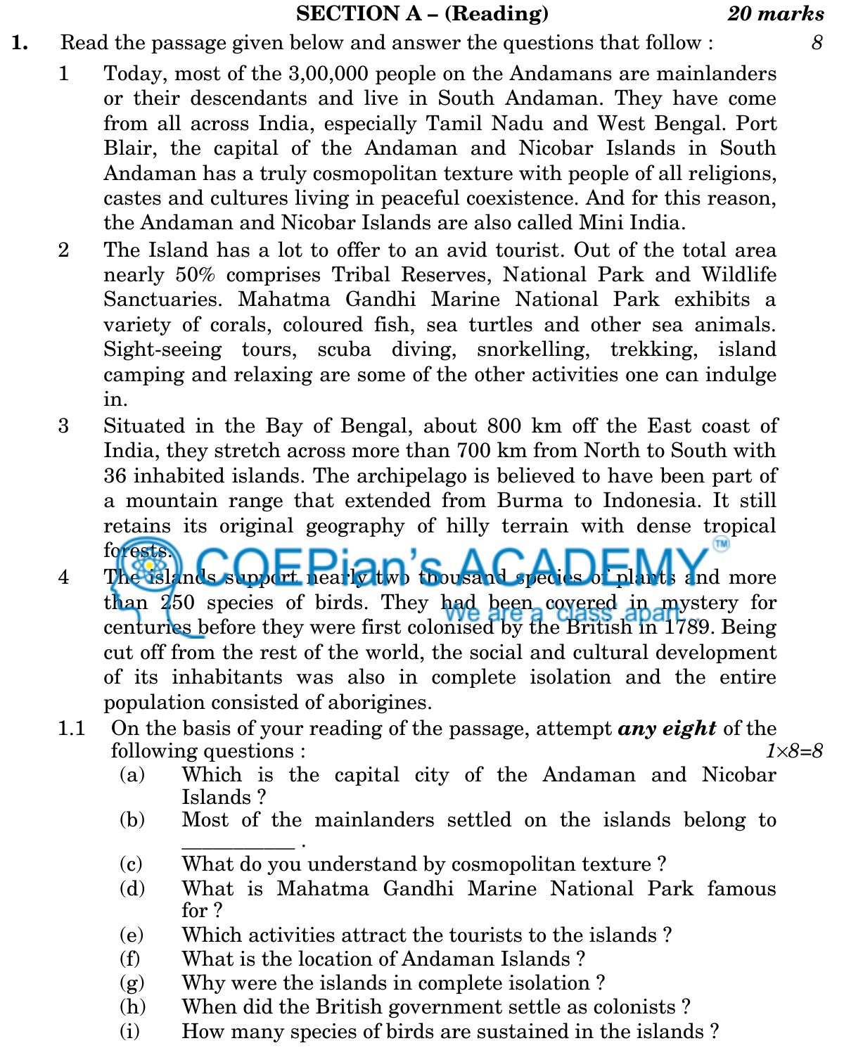## SECTION A – (Reading) *20 marks*

**1.** Read the passage given below and answer the questions that follow : 8

1 Today, most of the 3,00,000 people on the Andamans are mainlanders or their descendants and live in South Andaman. They have come from all across India, especially Tamil Nadu and West Bengal. Port Blair, the capital of the Andaman and Nicobar Islands in South Andaman has a truly cosmopolitan texture with people of all religions, castes and cultures living in peaceful coexistence. And for this reason, the Andaman and Nicobar Islands are also called Mini India.

2 The Island has a lot to offer to an avid tourist. Out of the total area nearly 50% comprises Tribal Reserves, National Park and Wildlife Sanctuaries. Mahatma Gandhi Marine National Park exhibits a variety of corals, coloured fish, sea turtles and other sea animals. Sight-seeing tours, scuba diving, snorkelling, trekking, island camping and relaxing are some of the other activities one can indulge in.

3 Situated in the Bay of Bengal, about 800 km off the East coast of India, they stretch across more than 700 km from North to South with 36 inhabited islands. The archipelago is believed to have been part of a mountain range that extended from Burma to Indonesia. It still retains its original geography of hilly terrain with dense tropical forests.

4 The islands support nearly two thousand species of plants and more than 250 species of birds. They had been covered in mystery for centuries before they were first colonised by the British in 1789. Being cut off from the rest of the world, the social and cultural development of its inhabitants was also in complete isolation and the entire population consisted of aborigines.

1.1 On the basis of your reading of the passage, attempt ***any eight*** of the following questions : 1×8=8

(a) Which is the capital city of the Andaman and Nicobar Islands ?

(b) Most of the mainlanders settled on the islands belong to __________ .

(c) What do you understand by cosmopolitan texture ?

(d) What is Mahatma Gandhi Marine National Park famous for ?

(e) Which activities attract the tourists to the islands ?

(f) What is the location of Andaman Islands ?

(g) Why were the islands in complete isolation ?

(h) When did the British government settle as colonists ?

(i) How many species of birds are sustained in the islands ?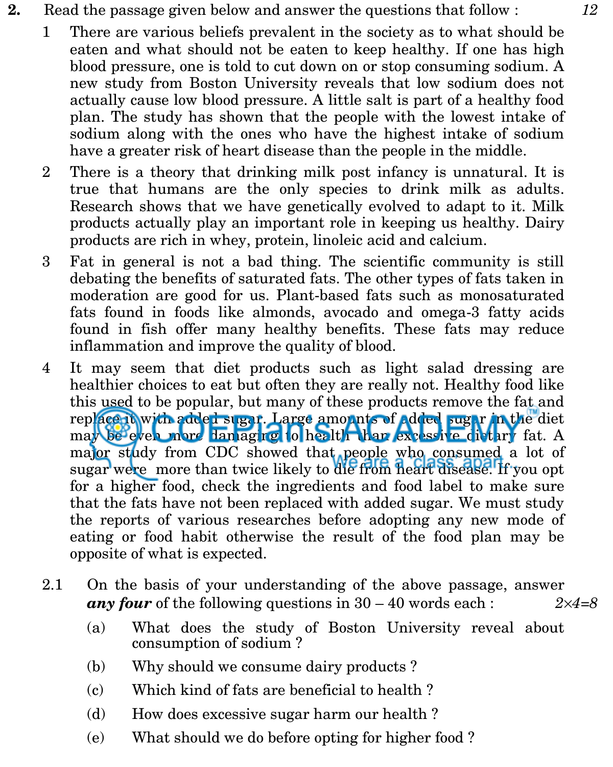**2.** Read the passage given below and answer the questions that follow : *12*

1 There are various beliefs prevalent in the society as to what should be eaten and what should not be eaten to keep healthy. If one has high blood pressure, one is told to cut down on or stop consuming sodium. A new study from Boston University reveals that low sodium does not actually cause low blood pressure. A little salt is part of a healthy food plan. The study has shown that the people with the lowest intake of sodium along with the ones who have the highest intake of sodium have a greater risk of heart disease than the people in the middle.

2 There is a theory that drinking milk post infancy is unnatural. It is true that humans are the only species to drink milk as adults. Research shows that we have genetically evolved to adapt to it. Milk products actually play an important role in keeping us healthy. Dairy products are rich in whey, protein, linoleic acid and calcium.

3 Fat in general is not a bad thing. The scientific community is still debating the benefits of saturated fats. The other types of fats taken in moderation are good for us. Plant-based fats such as monosaturated fats found in foods like almonds, avocado and omega-3 fatty acids found in fish offer many healthy benefits. These fats may reduce inflammation and improve the quality of blood.

4 It may seem that diet products such as light salad dressing are healthier choices to eat but often they are really not. Healthy food like this used to be popular, but many of these products remove the fat and replace it with added sugar. Large amounts of added sugar in the diet may be even more damaging to health than excessive dietary fat. A major study from CDC showed that people who consumed a lot of sugar were more than twice likely to die from heart disease. If you opt for a higher food, check the ingredients and food label to make sure that the fats have not been replaced with added sugar. We must study the reports of various researches before adopting any new mode of eating or food habit otherwise the result of the food plan may be opposite of what is expected.

2.1 On the basis of your understanding of the above passage, answer ***any four*** of the following questions in 30 – 40 words each : *2×4=8*

(a) What does the study of Boston University reveal about consumption of sodium ?

(b) Why should we consume dairy products ?

(c) Which kind of fats are beneficial to health ?

(d) How does excessive sugar harm our health ?

(e) What should we do before opting for higher food ?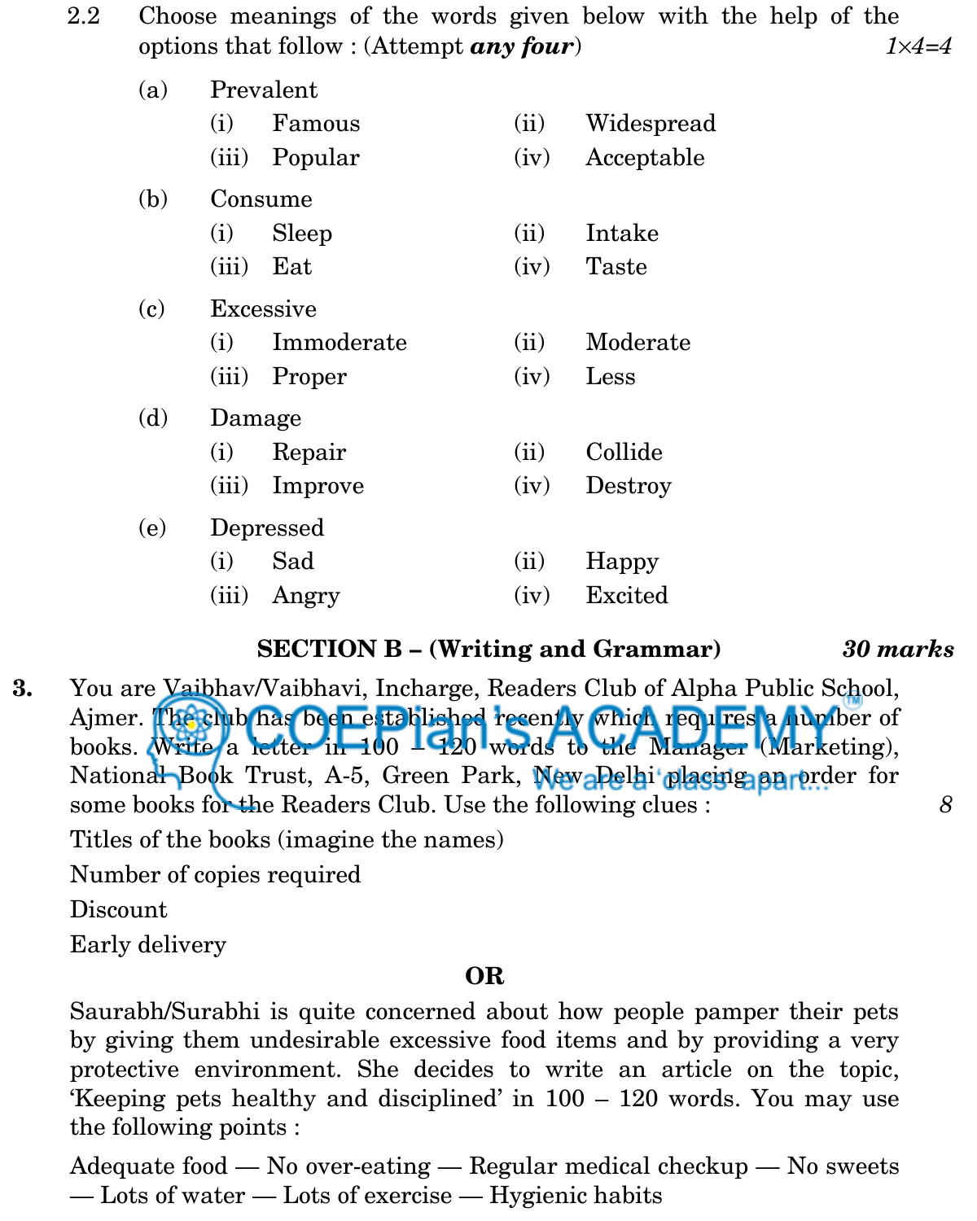2.2 Choose meanings of the words given below with the help of the options that follow : (Attempt ***any four***) *1×4=4*

(a) Prevalent

(i) Famous (ii) Widespread

(iii) Popular (iv) Acceptable

(b) Consume

(i) Sleep (ii) Intake

(iii) Eat (iv) Taste

(c) Excessive

(i) Immoderate (ii) Moderate

(iii) Proper (iv) Less

(d) Damage

(i) Repair (ii) Collide

(iii) Improve (iv) Destroy

(e) Depressed

(i) Sad (ii) Happy

(iii) Angry (iv) Excited

## SECTION B – (Writing and Grammar) *30 marks*

**3.** You are Vaibhav/Vaibhavi, Incharge, Readers Club of Alpha Public School, Ajmer. The club has been established recently which requires a number of books. Write a letter in 100 – 120 words to the Manager (Marketing), National Book Trust, A-5, Green Park, New Delhi placing an order for some books for the Readers Club. Use the following clues : *8*

Titles of the books (imagine the names)

Number of copies required

Discount

Early delivery

**OR**

Saurabh/Surabhi is quite concerned about how people pamper their pets by giving them undesirable excessive food items and by providing a very protective environment. She decides to write an article on the topic, 'Keeping pets healthy and disciplined' in 100 – 120 words. You may use the following points :

Adequate food — No over-eating — Regular medical checkup — No sweets — Lots of water — Lots of exercise — Hygienic habits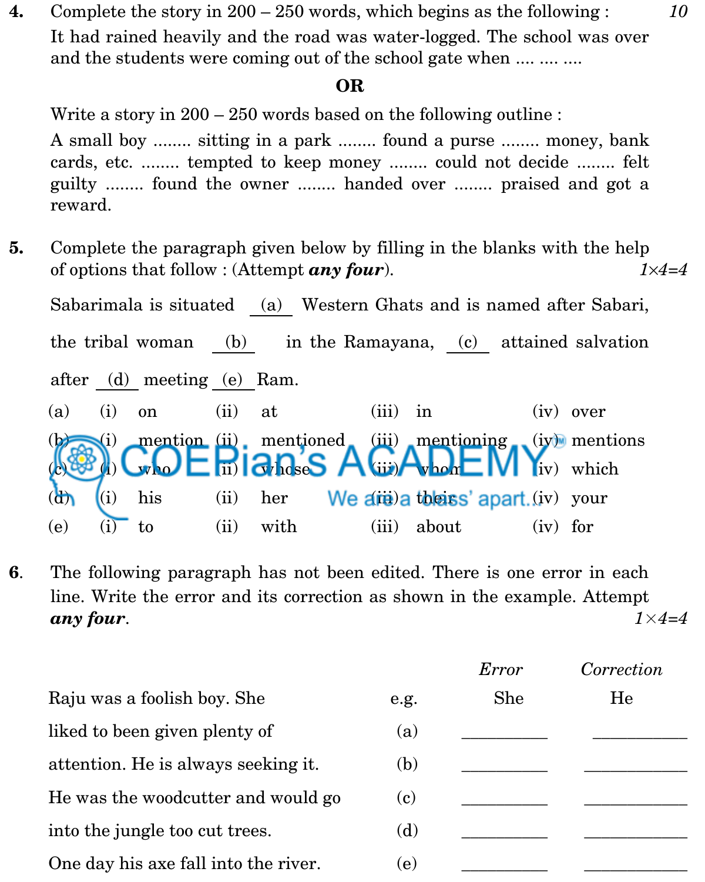4. Complete the story in 200 – 250 words, which begins as the following : *10*

It had rained heavily and the road was water-logged. The school was over and the students were coming out of the school gate when .... .... ....

**OR**

Write a story in 200 – 250 words based on the following outline :

A small boy ........ sitting in a park ........ found a purse ........ money, bank cards, etc. ........ tempted to keep money ........ could not decide ........ felt guilty ........ found the owner ........ handed over ........ praised and got a reward.

5. Complete the paragraph given below by filling in the blanks with the help of options that follow : (Attempt ***any four***). *1×4=4*

Sabarimala is situated \_\_(a)\_\_ Western Ghats and is named after Sabari, the tribal woman \_\_(b)\_\_ in the Ramayana, \_\_(c)\_\_ attained salvation after \_\_(d)\_\_ meeting \_\_(e)\_\_ Ram.

| | | | | |
|---|---|---|---|---|
| (a) | (i) on | (ii) at | (iii) in | (iv) over |
| (b) | (i) mention | (ii) mentioned | (iii) mentioning | (iv) mentions |
| (c) | (i) who | (ii) whose | (iii) whom | (iv) which |
| (d) | (i) his | (ii) her | (iii) theirs | (iv) your |
| (e) | (i) to | (ii) with | (iii) about | (iv) for |

6. The following paragraph has not been edited. There is one error in each line. Write the error and its correction as shown in the example. Attempt ***any four***. *1×4=4*

| | | *Error* | *Correction* |
|---|---|---|---|
| Raju was a foolish boy. She | e.g. | She | He |
| liked to been given plenty of | (a) | \_\_\_\_\_\_\_\_ | \_\_\_\_\_\_\_\_ |
| attention. He is always seeking it. | (b) | \_\_\_\_\_\_\_\_ | \_\_\_\_\_\_\_\_ |
| He was the woodcutter and would go | (c) | \_\_\_\_\_\_\_\_ | \_\_\_\_\_\_\_\_ |
| into the jungle too cut trees. | (d) | \_\_\_\_\_\_\_\_ | \_\_\_\_\_\_\_\_ |
| One day his axe fall into the river. | (e) | \_\_\_\_\_\_\_\_ | \_\_\_\_\_\_\_\_ |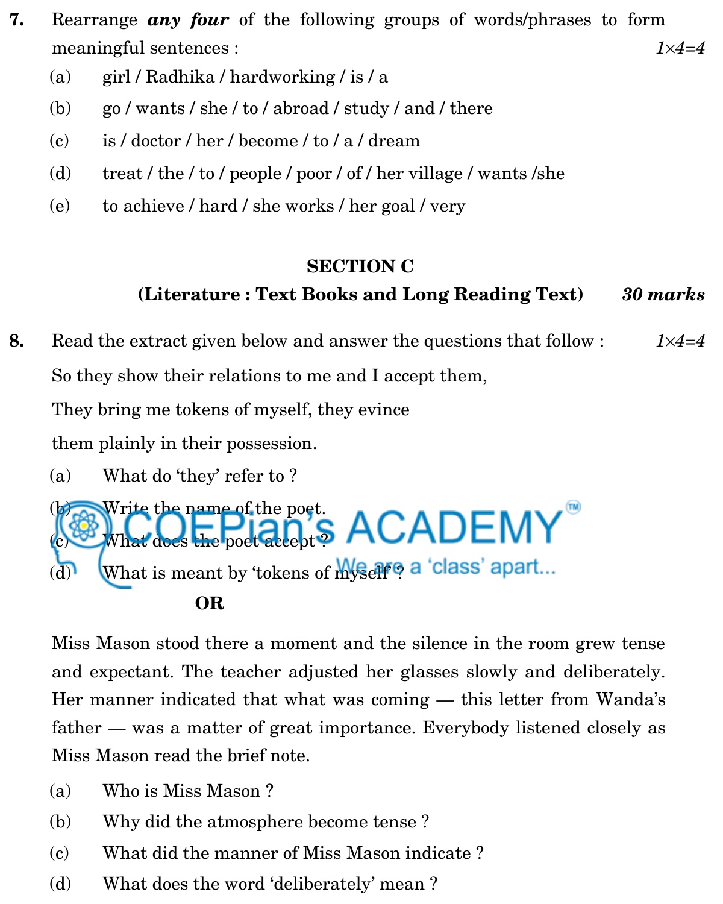**7.** Rearrange ***any four*** of the following groups of words/phrases to form meaningful sentences : *1×4=4*

(a) girl / Radhika / hardworking / is / a

(b) go / wants / she / to / abroad / study / and / there

(c) is / doctor / her / become / to / a / dream

(d) treat / the / to / people / poor / of / her village / wants /she

(e) to achieve / hard / she works / her goal / very

## SECTION C

### (Literature : Text Books and Long Reading Text) *30 marks*

**8.** Read the extract given below and answer the questions that follow : *1×4=4*

So they show their relations to me and I accept them,

They bring me tokens of myself, they evince

them plainly in their possession.

(a) What do 'they' refer to ?

(b) Write the name of the poet.

(c) What does the poet accept ?

(d) What is meant by 'tokens of myself' ?

**OR**

Miss Mason stood there a moment and the silence in the room grew tense and expectant. The teacher adjusted her glasses slowly and deliberately. Her manner indicated that what was coming — this letter from Wanda's father — was a matter of great importance. Everybody listened closely as Miss Mason read the brief note.

(a) Who is Miss Mason ?

(b) Why did the atmosphere become tense ?

(c) What did the manner of Miss Mason indicate ?

(d) What does the word 'deliberately' mean ?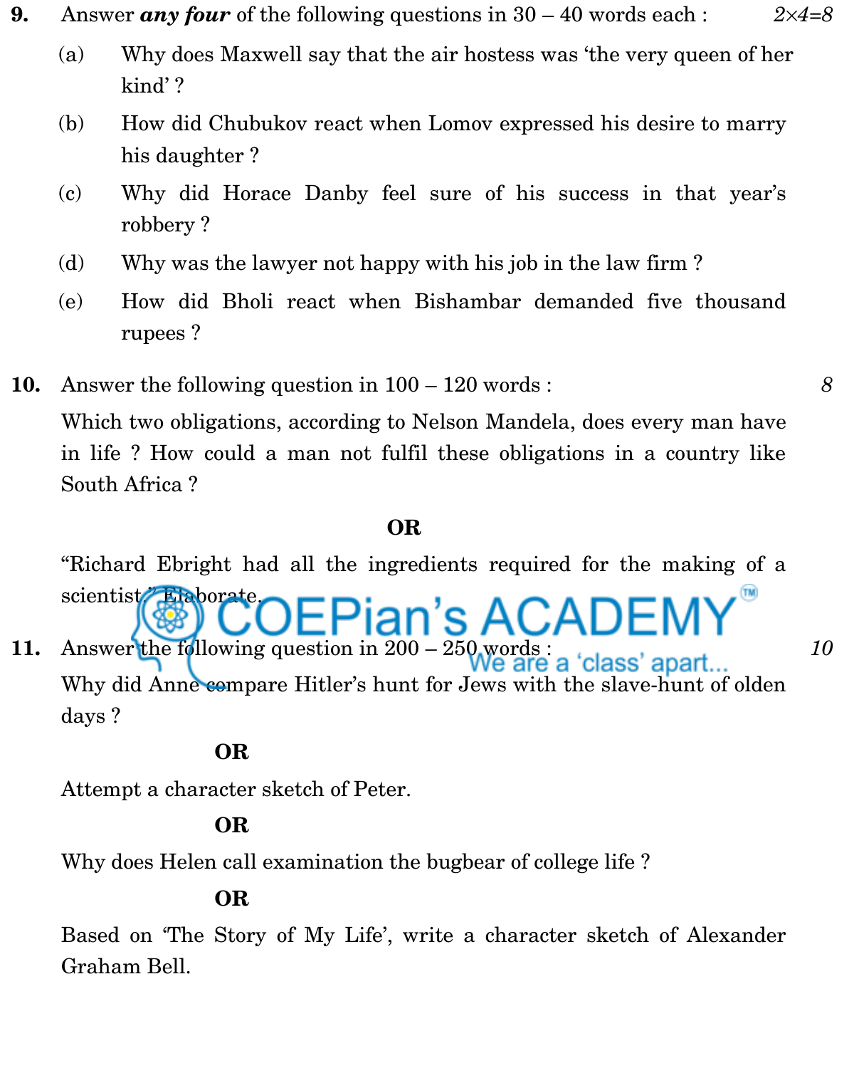**9.** Answer ***any four*** of the following questions in 30 – 40 words each : *2×4=8*

(a) Why does Maxwell say that the air hostess was 'the very queen of her kind' ?

(b) How did Chubukov react when Lomov expressed his desire to marry his daughter ?

(c) Why did Horace Danby feel sure of his success in that year's robbery ?

(d) Why was the lawyer not happy with his job in the law firm ?

(e) How did Bholi react when Bishambar demanded five thousand rupees ?

**10.** Answer the following question in 100 – 120 words : *8*

Which two obligations, according to Nelson Mandela, does every man have in life ? How could a man not fulfil these obligations in a country like South Africa ?

**OR**

"Richard Ebright had all the ingredients required for the making of a scientist." Elaborate.

**11.** Answer the following question in 200 – 250 words : *10*

Why did Anne compare Hitler's hunt for Jews with the slave-hunt of olden days ?

**OR**

Attempt a character sketch of Peter.

**OR**

Why does Helen call examination the bugbear of college life ?

**OR**

Based on 'The Story of My Life', write a character sketch of Alexander Graham Bell.